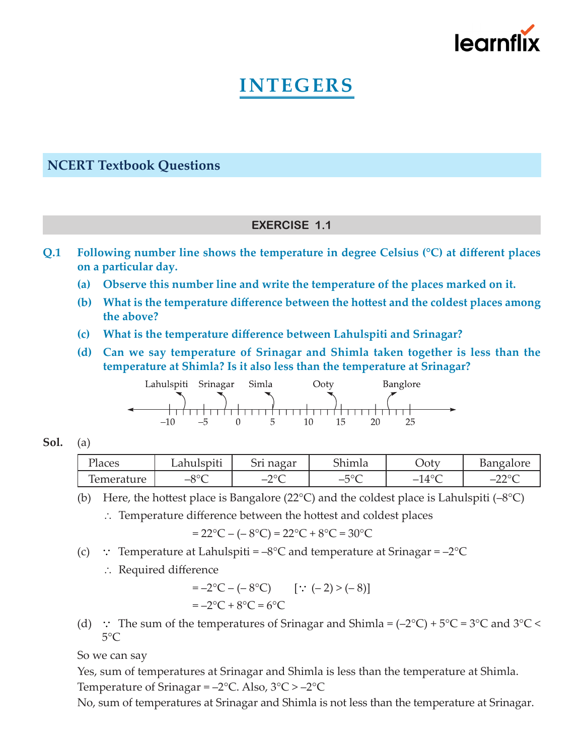# INTEGERS

## NCERT Textbook Questions

### EXERCISE 1.1

**Q.1 Following number line shows the temperature in degree Celsius (°C) at different places on a particular day.**

**(a) Observe this number line and write the temperature of the places marked on it.**

**(b) What is the temperature difference between the hottest and the coldest places among the above?**

**(c) What is the temperature difference between Lahulspiti and Srinagar?**

**(d) Can we say temperature of Srinagar and Shimla taken together is less than the temperature at Shimla? Is it also less than the temperature at Srinagar?**

Lahulspiti Srinagar Simla Ooty Banglore

–10 –5 0 5 10 15 20 25

**Sol.** (a)

| Places | Lahulspiti | Sri nagar | Shimla | Ooty | Bangalore |
|---|---|---|---|---|---|
| Temerature | –8°C | –2°C | –5°C | –14°C | –22°C |

(b) Here, the hottest place is Bangalore (22°C) and the coldest place is Lahulspiti (–8°C)

∴ Temperature difference between the hottest and coldest places

$$= 22°C – (– 8°C) = 22°C + 8°C = 30°C$$

(c) ∵ Temperature at Lahulspiti = –8°C and temperature at Srinagar = –2°C

∴ Required difference

$$= –2°C – (– 8°C) \quad [∵ (– 2) > (– 8)]$$
$$= –2°C + 8°C = 6°C$$

(d) ∵ The sum of the temperatures of Srinagar and Shimla = (–2°C) + 5°C = 3°C and 3°C < 5°C

So we can say

Yes, sum of temperatures at Srinagar and Shimla is less than the temperature at Shimla.

Temperature of Srinagar = –2°C. Also, 3°C > –2°C

No, sum of temperatures at Srinagar and Shimla is not less than the temperature at Srinagar.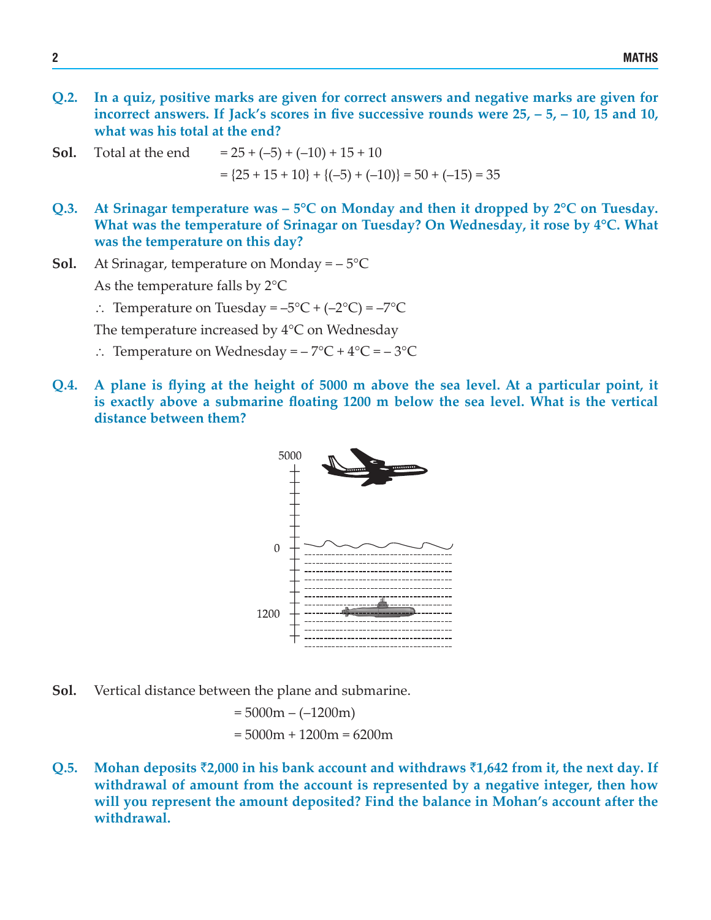**Q.2. In a quiz, positive marks are given for correct answers and negative marks are given for incorrect answers. If Jack's scores in five successive rounds were 25, – 5, – 10, 15 and 10, what was his total at the end?**

**Sol.** Total at the end $= 25 + (-5) + (-10) + 15 + 10$

$= \{25 + 15 + 10\} + \{(-5) + (-10)\} = 50 + (-15) = 35$

**Q.3. At Srinagar temperature was – 5°C on Monday and then it dropped by 2°C on Tuesday. What was the temperature of Srinagar on Tuesday? On Wednesday, it rose by 4°C. What was the temperature on this day?**

**Sol.** At Srinagar, temperature on Monday = – 5°C

As the temperature falls by 2°C

$\therefore$ Temperature on Tuesday = –5°C + (–2°C) = –7°C

The temperature increased by 4°C on Wednesday

$\therefore$ Temperature on Wednesday = – 7°C + 4°C = – 3°C

**Q.4. A plane is flying at the height of 5000 m above the sea level. At a particular point, it is exactly above a submarine floating 1200 m below the sea level. What is the vertical distance between them?**

**Sol.** Vertical distance between the plane and submarine.

$= 5000\text{m} - (-1200\text{m})$

$= 5000\text{m} + 1200\text{m} = 6200\text{m}$

**Q.5. Mohan deposits ₹2,000 in his bank account and withdraws ₹1,642 from it, the next day. If withdrawal of amount from the account is represented by a negative integer, then how will you represent the amount deposited? Find the balance in Mohan's account after the withdrawal.**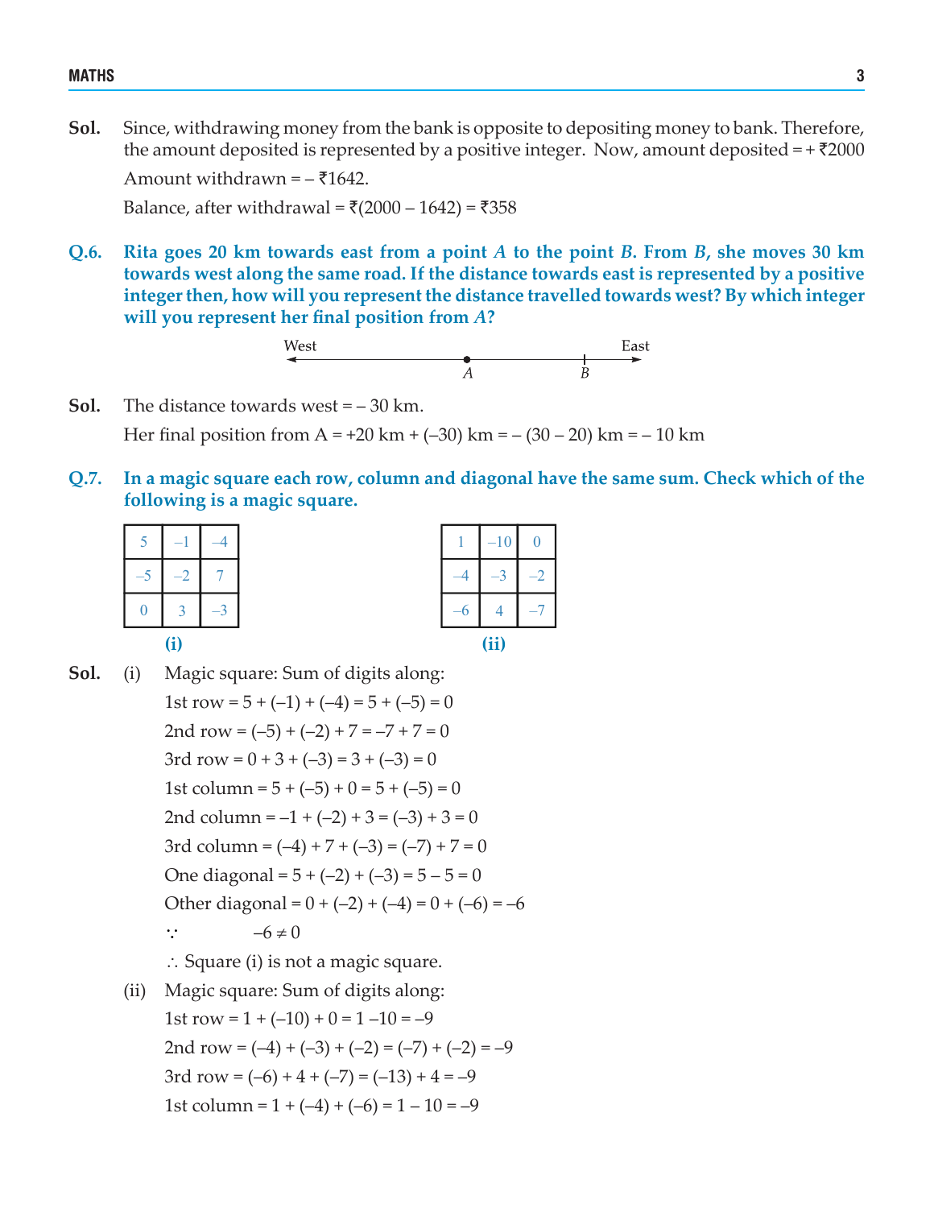**Sol.** Since, withdrawing money from the bank is opposite to depositing money to bank. Therefore, the amount deposited is represented by a positive integer. Now, amount deposited = + ₹2000

Amount withdrawn = – ₹1642.

Balance, after withdrawal = ₹(2000 – 1642) = ₹358

**Q.6. Rita goes 20 km towards east from a point *A* to the point *B*. From *B*, she moves 30 km towards west along the same road. If the distance towards east is represented by a positive integer then, how will you represent the distance travelled towards west? By which integer will you represent her final position from *A*?**

West ←——— A ——— B ———→ East

**Sol.** The distance towards west = – 30 km.

Her final position from A = +20 km + (–30) km = – (30 – 20) km = – 10 km

**Q.7. In a magic square each row, column and diagonal have the same sum. Check which of the following is a magic square.**

(i)

| | | |
|---|---|---|
| 5 | –1 | –4 |
| –5 | –2 | 7 |
| 0 | 3 | –3 |

(ii)

| | | |
|---|---|---|
| 1 | –10 | 0 |
| –4 | –3 | –2 |
| –6 | 4 | –7 |

**Sol.** (i) Magic square: Sum of digits along:

1st row = 5 + (–1) + (–4) = 5 + (–5) = 0

2nd row = (–5) + (–2) + 7 = –7 + 7 = 0

3rd row = 0 + 3 + (–3) = 3 + (–3) = 0

1st column = 5 + (–5) + 0 = 5 + (–5) = 0

2nd column = –1 + (–2) + 3 = (–3) + 3 = 0

3rd column = (–4) + 7 + (–3) = (–7) + 7 = 0

One diagonal = 5 + (–2) + (–3) = 5 – 5 = 0

Other diagonal = 0 + (–2) + (–4) = 0 + (–6) = –6

$\because$ $\quad -6 \neq 0$

$\therefore$ Square (i) is not a magic square.

(ii) Magic square: Sum of digits along:

1st row = 1 + (–10) + 0 = 1 –10 = –9

2nd row = (–4) + (–3) + (–2) = (–7) + (–2) = –9

3rd row = (–6) + 4 + (–7) = (–13) + 4 = –9

1st column = 1 + (–4) + (–6) = 1 – 10 = –9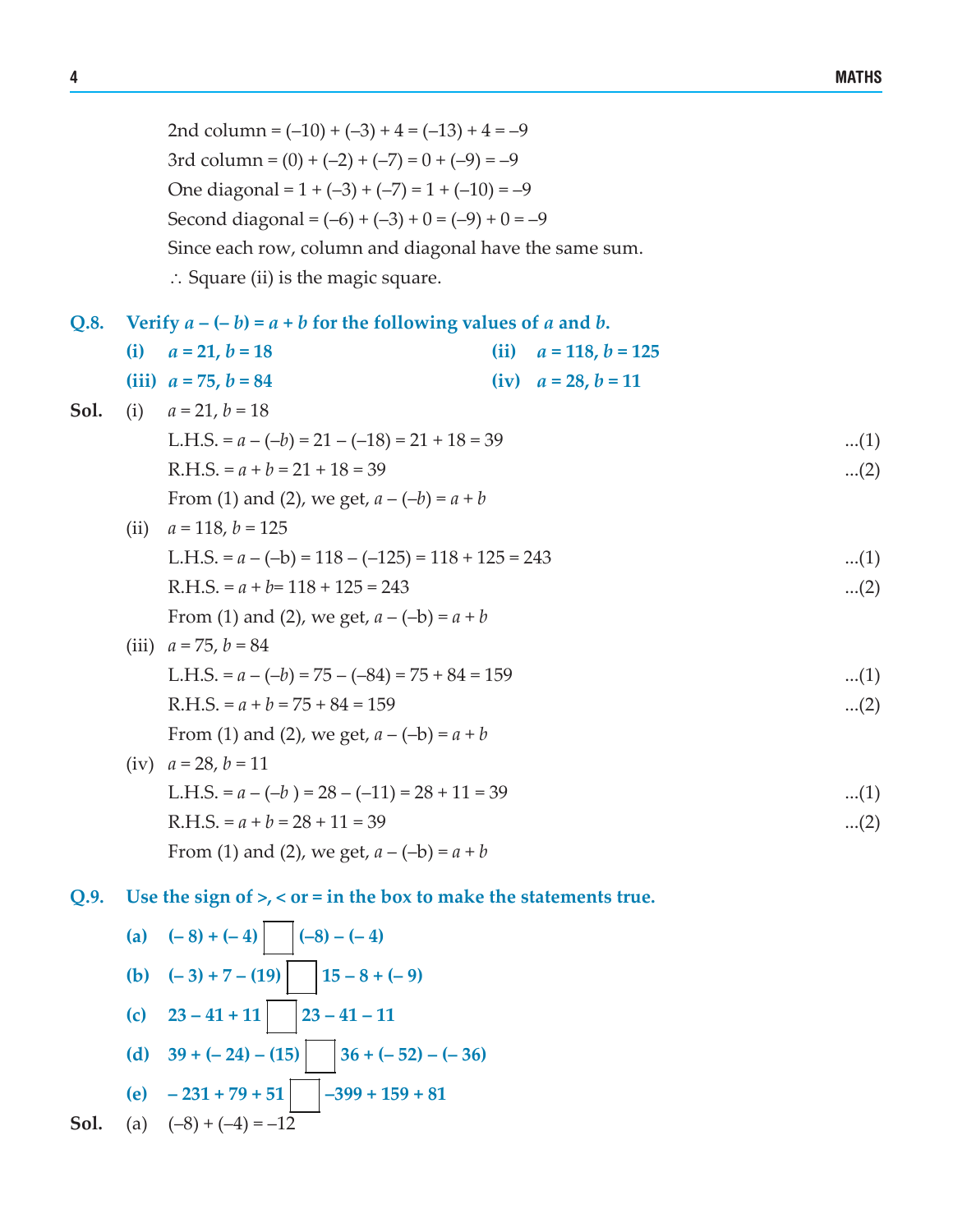2nd column = $(-10) + (-3) + 4 = (-13) + 4 = -9$

3rd column = $(0) + (-2) + (-7) = 0 + (-9) = -9$

One diagonal = $1 + (-3) + (-7) = 1 + (-10) = -9$

Second diagonal = $(-6) + (-3) + 0 = (-9) + 0 = -9$

Since each row, column and diagonal have the same sum.

$\therefore$ Square (ii) is the magic square.

**Q.8. Verify $a - (-b) = a + b$ for the following values of $a$ and $b$.**

**(i) $a = 21, b = 18$** **(ii) $a = 118, b = 125$**

**(iii) $a = 75, b = 84$** **(iv) $a = 28, b = 11$**

**Sol.** (i) $a = 21, b = 18$

L.H.S. = $a - (-b) = 21 - (-18) = 21 + 18 = 39$ ...(1)

R.H.S. = $a + b = 21 + 18 = 39$ ...(2)

From (1) and (2), we get, $a - (-b) = a + b$

(ii) $a = 118, b = 125$

L.H.S. = $a - (-b) = 118 - (-125) = 118 + 125 = 243$ ...(1)

R.H.S. = $a + b = 118 + 125 = 243$ ...(2)

From (1) and (2), we get, $a - (-b) = a + b$

(iii) $a = 75, b = 84$

L.H.S. = $a - (-b) = 75 - (-84) = 75 + 84 = 159$ ...(1)

R.H.S. = $a + b = 75 + 84 = 159$ ...(2)

From (1) and (2), we get, $a - (-b) = a + b$

(iv) $a = 28, b = 11$

L.H.S. = $a - (-b) = 28 - (-11) = 28 + 11 = 39$ ...(1)

R.H.S. = $a + b = 28 + 11 = 39$ ...(2)

From (1) and (2), we get, $a - (-b) = a + b$

**Q.9. Use the sign of >, < or = in the box to make the statements true.**

**(a) $(-8) + (-4)$ ☐ $(-8) - (-4)$**

**(b) $(-3) + 7 - (19)$ ☐ $15 - 8 + (-9)$**

**(c) $23 - 41 + 11$ ☐ $23 - 41 - 11$**

**(d) $39 + (-24) - (15)$ ☐ $36 + (-52) - (-36)$**

**(e) $-231 + 79 + 51$ ☐ $-399 + 159 + 81$**

**Sol.** (a) $(-8) + (-4) = -12$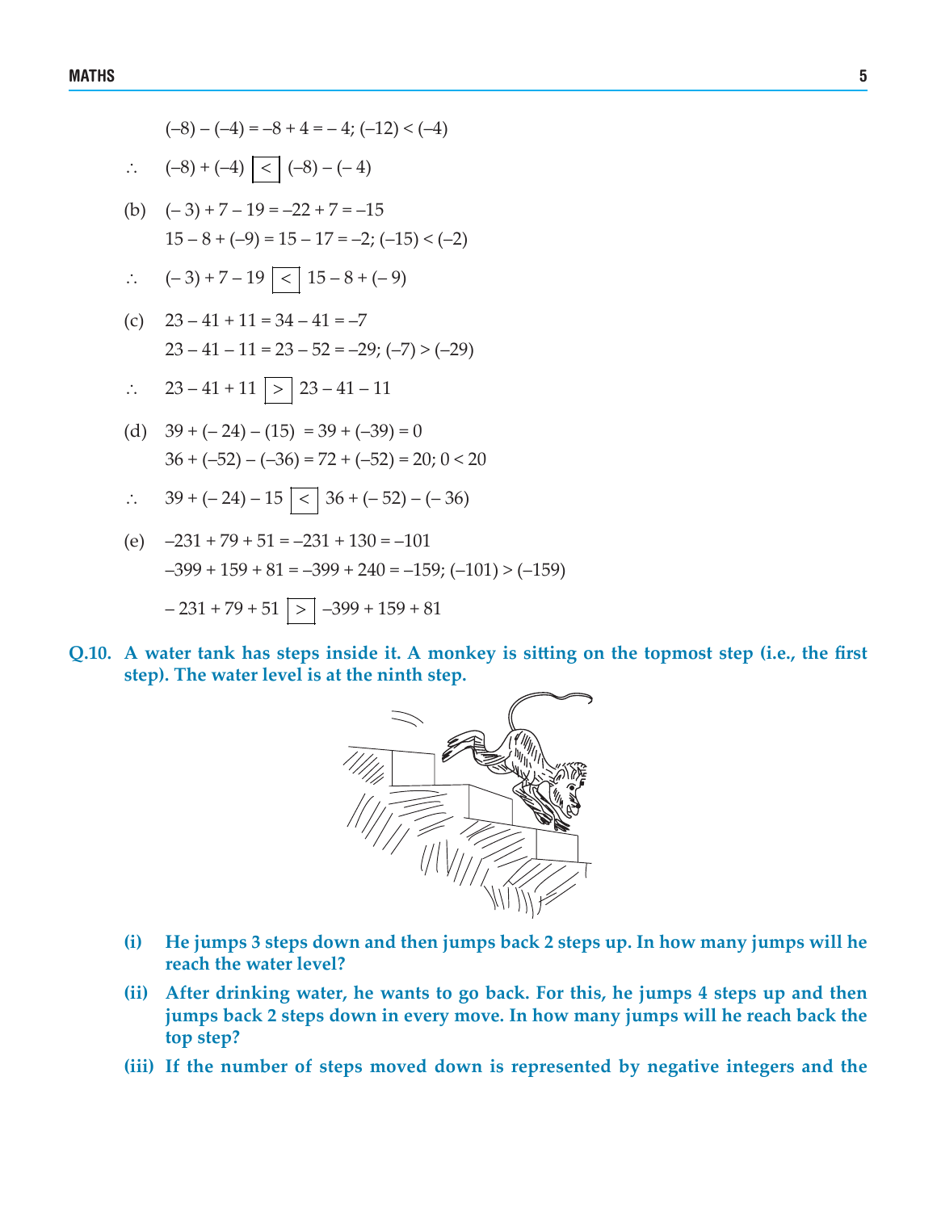$(-8) - (-4) = -8 + 4 = -4$; $(-12) < (-4)$

$\therefore \quad (-8) + (-4) \boxed{<} (-8) - (-4)$

(b) $(-3) + 7 - 19 = -22 + 7 = -15$

$15 - 8 + (-9) = 15 - 17 = -2$; $(-15) < (-2)$

$\therefore \quad (-3) + 7 - 19 \boxed{<} 15 - 8 + (-9)$

(c) $23 - 41 + 11 = 34 - 41 = -7$

$23 - 41 - 11 = 23 - 52 = -29$; $(-7) > (-29)$

$\therefore \quad 23 - 41 + 11 \boxed{>} 23 - 41 - 11$

(d) $39 + (-24) - (15) = 39 + (-39) = 0$

$36 + (-52) - (-36) = 72 + (-52) = 20$; $0 < 20$

$\therefore \quad 39 + (-24) - 15 \boxed{<} 36 + (-52) - (-36)$

(e) $-231 + 79 + 51 = -231 + 130 = -101$

$-399 + 159 + 81 = -399 + 240 = -159$; $(-101) > (-159)$

$-231 + 79 + 51 \boxed{>} -399 + 159 + 81$

**Q.10. A water tank has steps inside it. A monkey is sitting on the topmost step (i.e., the first step). The water level is at the ninth step.**

**(i) He jumps 3 steps down and then jumps back 2 steps up. In how many jumps will he reach the water level?**

**(ii) After drinking water, he wants to go back. For this, he jumps 4 steps up and then jumps back 2 steps down in every move. In how many jumps will he reach back the top step?**

**(iii) If the number of steps moved down is represented by negative integers and the**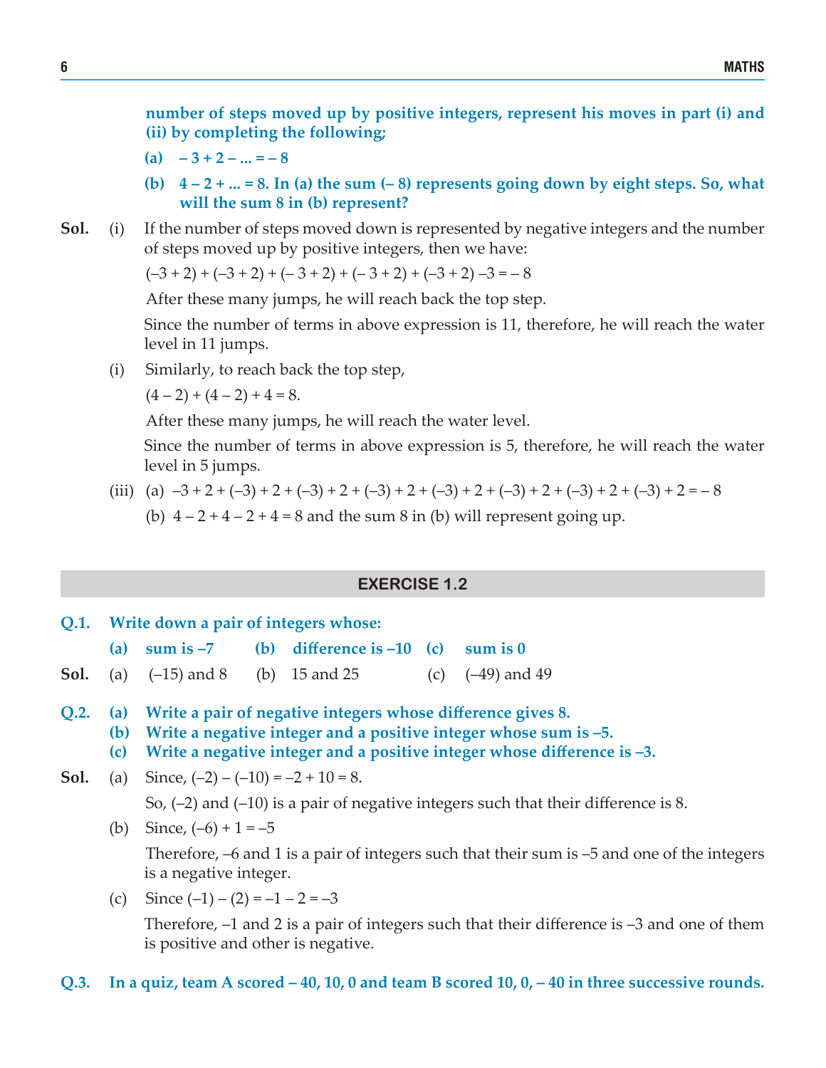**number of steps moved up by positive integers, represent his moves in part (i) and (ii) by completing the following;**

**(a)** $-3+2-\ldots=-8$

**(b)** $4-2+\ldots=8$**. In (a) the sum (– 8) represents going down by eight steps. So, what will the sum 8 in (b) represent?**

**Sol.** (i) If the number of steps moved down is represented by negative integers and the number of steps moved up by positive integers, then we have:

$(-3+2)+(-3+2)+(-3+2)+(-3+2)+(-3+2)-3=-8$

After these many jumps, he will reach back the top step.

Since the number of terms in above expression is 11, therefore, he will reach the water level in 11 jumps.

(i) Similarly, to reach back the top step,

$(4-2)+(4-2)+4=8.$

After these many jumps, he will reach the water level.

Since the number of terms in above expression is 5, therefore, he will reach the water level in 5 jumps.

(iii) (a) $-3+2+(-3)+2+(-3)+2+(-3)+2+(-3)+2+(-3)+2+(-3)+2+(-3)+2=-8$

(b) $4-2+4-2+4=8$ and the sum 8 in (b) will represent going up.

## EXERCISE 1.2

**Q.1. Write down a pair of integers whose:**

**(a) sum is –7 (b) difference is –10 (c) sum is 0**

**Sol.** (a) (–15) and 8 (b) 15 and 25 (c) (–49) and 49

**Q.2. (a) Write a pair of negative integers whose difference gives 8.**

**(b) Write a negative integer and a positive integer whose sum is –5.**

**(c) Write a negative integer and a positive integer whose difference is –3.**

**Sol.** (a) Since, $(-2)-(-10)=-2+10=8.$

So, (–2) and (–10) is a pair of negative integers such that their difference is 8.

(b) Since, $(-6)+1=-5$

Therefore, –6 and 1 is a pair of integers such that their sum is –5 and one of the integers is a negative integer.

(c) Since $(-1)-(2)=-1-2=-3$

Therefore, –1 and 2 is a pair of integers such that their difference is –3 and one of them is positive and other is negative.

**Q.3. In a quiz, team A scored – 40, 10, 0 and team B scored 10, 0, – 40 in three successive rounds.**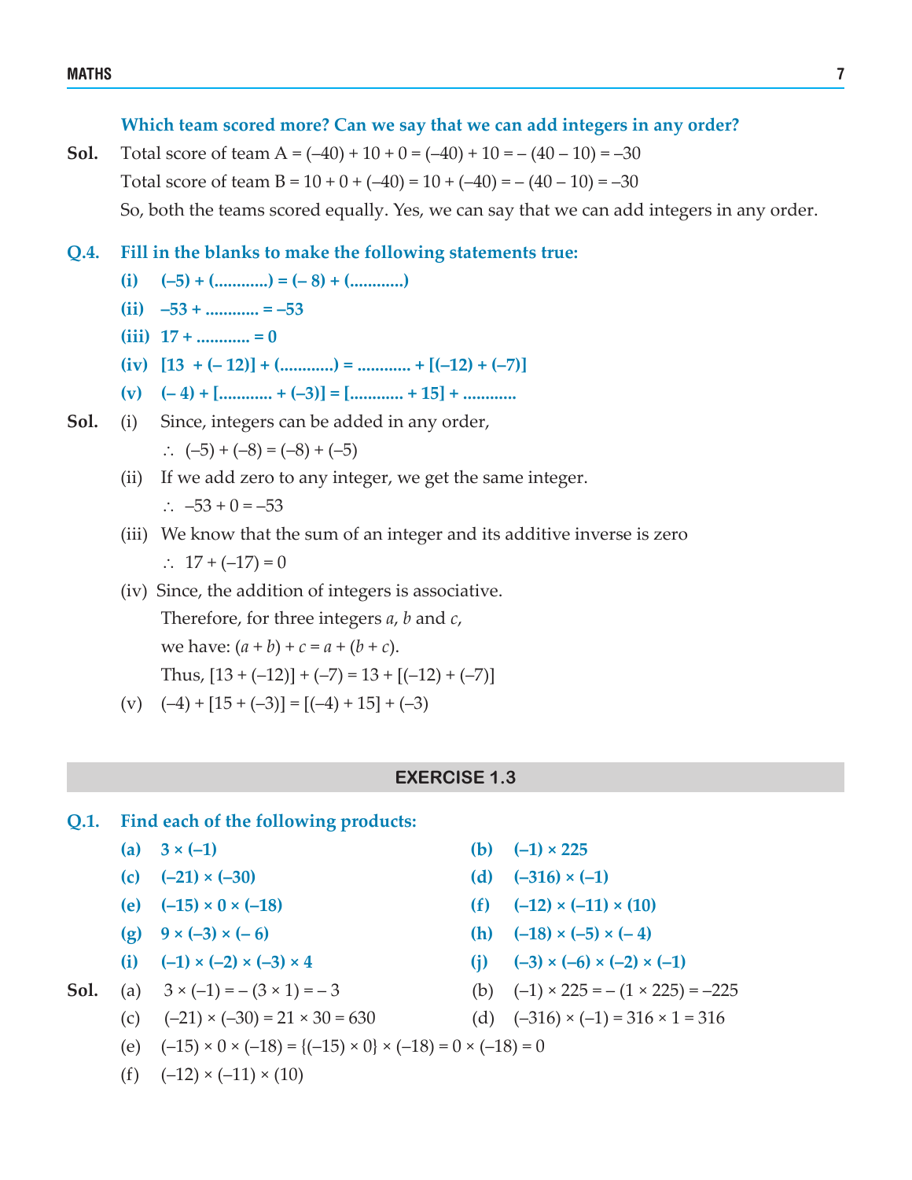**Which team scored more? Can we say that we can add integers in any order?**

**Sol.** Total score of team A = $(-40) + 10 + 0 = (-40) + 10 = -(40 - 10) = -30$

Total score of team B = $10 + 0 + (-40) = 10 + (-40) = -(40 - 10) = -30$

So, both the teams scored equally. Yes, we can say that we can add integers in any order.

**Q.4. Fill in the blanks to make the following statements true:**

**(i)** $(-5) + (\ldots\ldots\ldots\ldots) = (-8) + (\ldots\ldots\ldots\ldots)$

**(ii)** $-53 + \ldots\ldots\ldots\ldots = -53$

**(iii)** $17 + \ldots\ldots\ldots\ldots = 0$

**(iv)** $[13 + (-12)] + (\ldots\ldots\ldots\ldots) = \ldots\ldots\ldots\ldots + [(-12) + (-7)]$

**(v)** $(-4) + [\ldots\ldots\ldots\ldots + (-3)] = [\ldots\ldots\ldots\ldots + 15] + \ldots\ldots\ldots\ldots$

**Sol.** (i) Since, integers can be added in any order,

$\therefore \; (-5) + (-8) = (-8) + (-5)$

(ii) If we add zero to any integer, we get the same integer.

$\therefore \; -53 + 0 = -53$

(iii) We know that the sum of an integer and its additive inverse is zero

$\therefore \; 17 + (-17) = 0$

(iv) Since, the addition of integers is associative.

Therefore, for three integers $a$, $b$ and $c$,

we have: $(a + b) + c = a + (b + c)$.

Thus, $[13 + (-12)] + (-7) = 13 + [(-12) + (-7)]$

(v) $(-4) + [15 + (-3)] = [(-4) + 15] + (-3)$

## EXERCISE 1.3

**Q.1. Find each of the following products:**

**(a)** $3 \times (-1)$

**(b)** $(-1) \times 225$

**(c)** $(-21) \times (-30)$

**(d)** $(-316) \times (-1)$

**(e)** $(-15) \times 0 \times (-18)$

**(f)** $(-12) \times (-11) \times (10)$

**(g)** $9 \times (-3) \times (-6)$

**(h)** $(-18) \times (-5) \times (-4)$

**(i)** $(-1) \times (-2) \times (-3) \times 4$

**(j)** $(-3) \times (-6) \times (-2) \times (-1)$

**Sol.** (a) $3 \times (-1) = -(3 \times 1) = -3$

(b) $(-1) \times 225 = -(1 \times 225) = -225$

(c) $(-21) \times (-30) = 21 \times 30 = 630$

(d) $(-316) \times (-1) = 316 \times 1 = 316$

(e) $(-15) \times 0 \times (-18) = \{(-15) \times 0\} \times (-18) = 0 \times (-18) = 0$

(f) $(-12) \times (-11) \times (10)$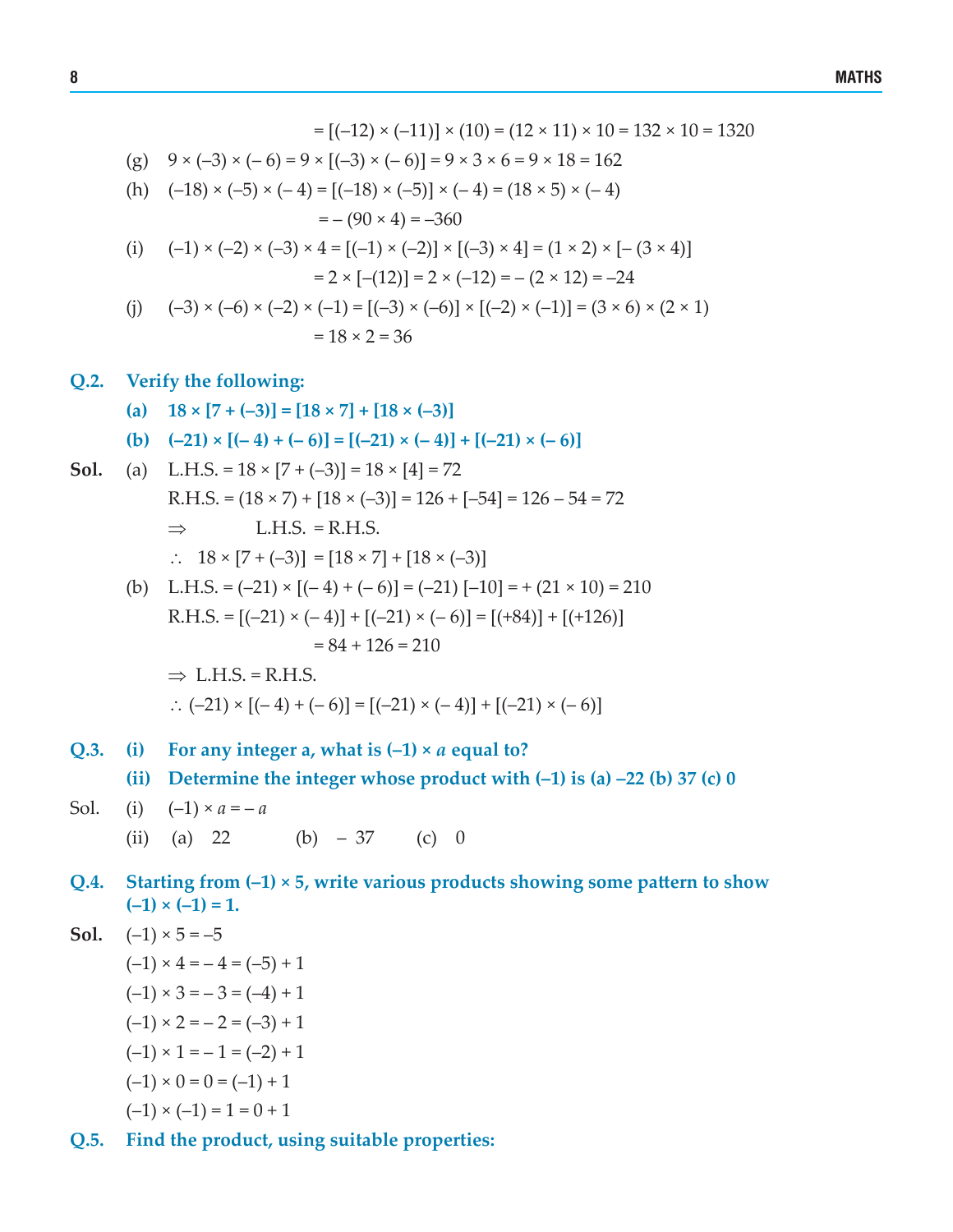$= [(-12) \times (-11)] \times (10) = (12 \times 11) \times 10 = 132 \times 10 = 1320$

(g) $9 \times (-3) \times (-6) = 9 \times [(-3) \times (-6)] = 9 \times 3 \times 6 = 9 \times 18 = 162$

(h) $(-18) \times (-5) \times (-4) = [(-18) \times (-5)] \times (-4) = (18 \times 5) \times (-4)$

$= -(90 \times 4) = -360$

(i) $(-1) \times (-2) \times (-3) \times 4 = [(-1) \times (-2)] \times [(-3) \times 4] = (1 \times 2) \times [-(3 \times 4)]$

$= 2 \times [-(12)] = 2 \times (-12) = -(2 \times 12) = -24$

(j) $(-3) \times (-6) \times (-2) \times (-1) = [(-3) \times (-6)] \times [(-2) \times (-1)] = (3 \times 6) \times (2 \times 1)$

$= 18 \times 2 = 36$

**Q.2. Verify the following:**

**(a) $18 \times [7 + (-3)] = [18 \times 7] + [18 \times (-3)]$**

**(b) $(-21) \times [(-4) + (-6)] = [(-21) \times (-4)] + [(-21) \times (-6)]$**

**Sol.** (a) L.H.S. $= 18 \times [7 + (-3)] = 18 \times [4] = 72$

R.H.S. $= (18 \times 7) + [18 \times (-3)] = 126 + [-54] = 126 - 54 = 72$

$\Rightarrow$ L.H.S. = R.H.S.

$\therefore \; 18 \times [7 + (-3)] = [18 \times 7] + [18 \times (-3)]$

(b) L.H.S. $= (-21) \times [(-4) + (-6)] = (-21)[-10] = +(21 \times 10) = 210$

R.H.S. $= [(-21) \times (-4)] + [(-21) \times (-6)] = [(+84)] + [(+126)]$

$= 84 + 126 = 210$

$\Rightarrow$ L.H.S. = R.H.S.

$\therefore (-21) \times [(-4) + (-6)] = [(-21) \times (-4)] + [(-21) \times (-6)]$

**Q.3. (i) For any integer a, what is $(-1) \times a$ equal to?**

**(ii) Determine the integer whose product with $(-1)$ is (a) $-22$ (b) $37$ (c) $0$**

Sol. (i) $(-1) \times a = -a$

(ii) (a) $22$ (b) $-37$ (c) $0$

**Q.4. Starting from $(-1) \times 5$, write various products showing some pattern to show $(-1) \times (-1) = 1$.**

**Sol.** $(-1) \times 5 = -5$

$(-1) \times 4 = -4 = (-5) + 1$

$(-1) \times 3 = -3 = (-4) + 1$

$(-1) \times 2 = -2 = (-3) + 1$

$(-1) \times 1 = -1 = (-2) + 1$

$(-1) \times 0 = 0 = (-1) + 1$

$(-1) \times (-1) = 1 = 0 + 1$

**Q.5. Find the product, using suitable properties:**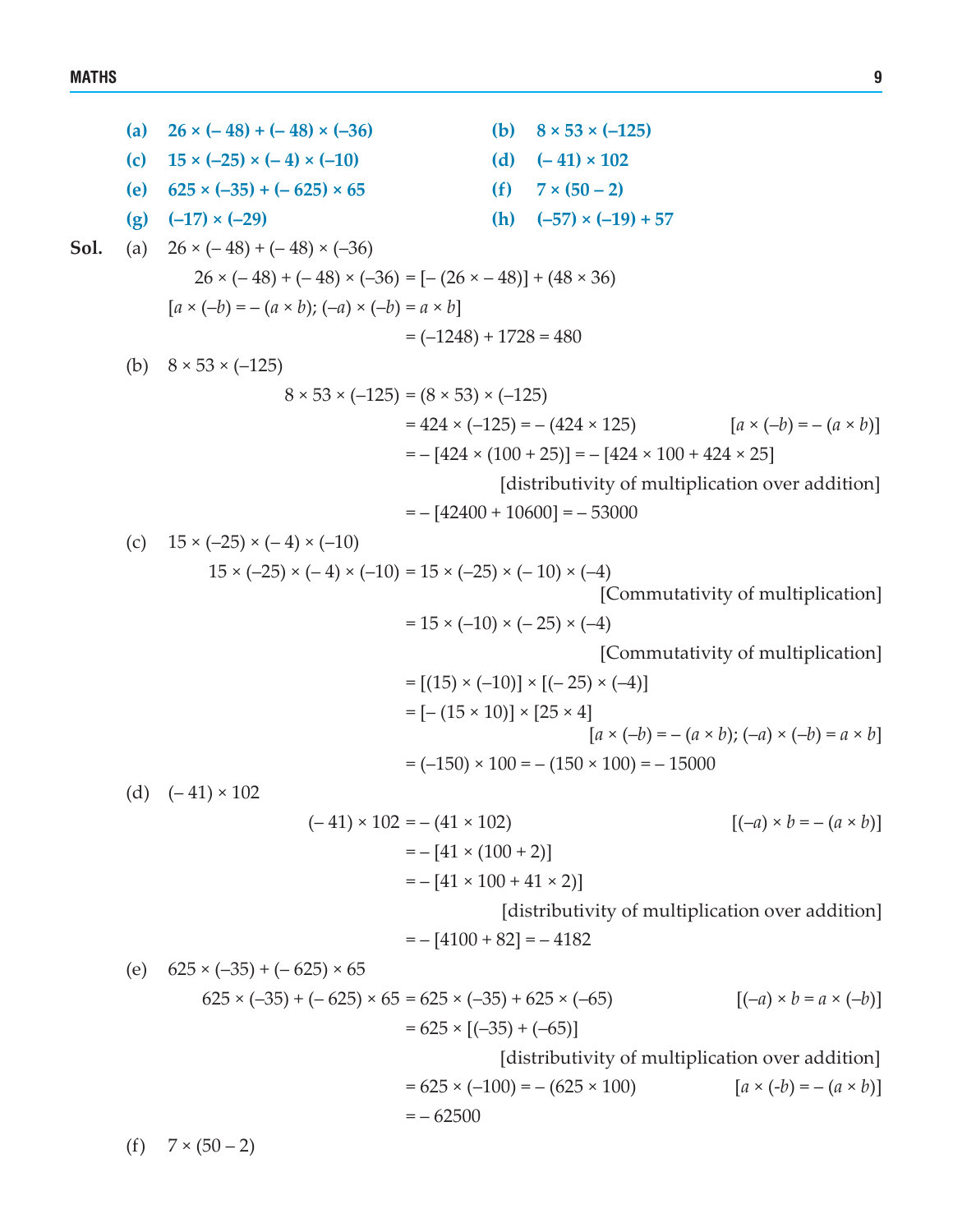**(a)** $26 \times (-48) + (-48) \times (-36)$  **(b)** $8 \times 53 \times (-125)$

**(c)** $15 \times (-25) \times (-4) \times (-10)$  **(d)** $(-41) \times 102$

**(e)** $625 \times (-35) + (-625) \times 65$  **(f)** $7 \times (50 - 2)$

**(g)** $(-17) \times (-29)$  **(h)** $(-57) \times (-19) + 57$

**Sol.** (a) $26 \times (-48) + (-48) \times (-36)$

$$26 \times (-48) + (-48) \times (-36) = [-(26 \times -48)] + (48 \times 36)$$

$[a \times (-b) = -(a \times b); (-a) \times (-b) = a \times b]$

$$= (-1248) + 1728 = 480$$

(b) $8 \times 53 \times (-125)$

$$8 \times 53 \times (-125) = (8 \times 53) \times (-125)$$

$$= 424 \times (-125) = -(424 \times 125) \quad [a \times (-b) = -(a \times b)]$$

$$= -[424 \times (100 + 25)] = -[424 \times 100 + 424 \times 25]$$

[distributivity of multiplication over addition]

$$= -[42400 + 10600] = -53000$$

(c) $15 \times (-25) \times (-4) \times (-10)$

$$15 \times (-25) \times (-4) \times (-10) = 15 \times (-25) \times (-10) \times (-4)$$

[Commutativity of multiplication]

$$= 15 \times (-10) \times (-25) \times (-4)$$

[Commutativity of multiplication]

$$= [(15) \times (-10)] \times [(-25) \times (-4)]$$

$$= [-(15 \times 10)] \times [25 \times 4]$$

$[a \times (-b) = -(a \times b); (-a) \times (-b) = a \times b]$

$$= (-150) \times 100 = -(150 \times 100) = -15000$$

(d) $(-41) \times 102$

$$(-41) \times 102 = -(41 \times 102) \quad [(-a) \times b = -(a \times b)]$$

$$= -[41 \times (100 + 2)]$$

$$= -[41 \times 100 + 41 \times 2)]$$

[distributivity of multiplication over addition]

$$= -[4100 + 82] = -4182$$

(e) $625 \times (-35) + (-625) \times 65$

$$625 \times (-35) + (-625) \times 65 = 625 \times (-35) + 625 \times (-65) \quad [(-a) \times b = a \times (-b)]$$

$$= 625 \times [(-35) + (-65)]$$

[distributivity of multiplication over addition]

$$= 625 \times (-100) = -(625 \times 100) \quad [a \times (-b) = -(a \times b)]$$

$$= -62500$$

(f) $7 \times (50 - 2)$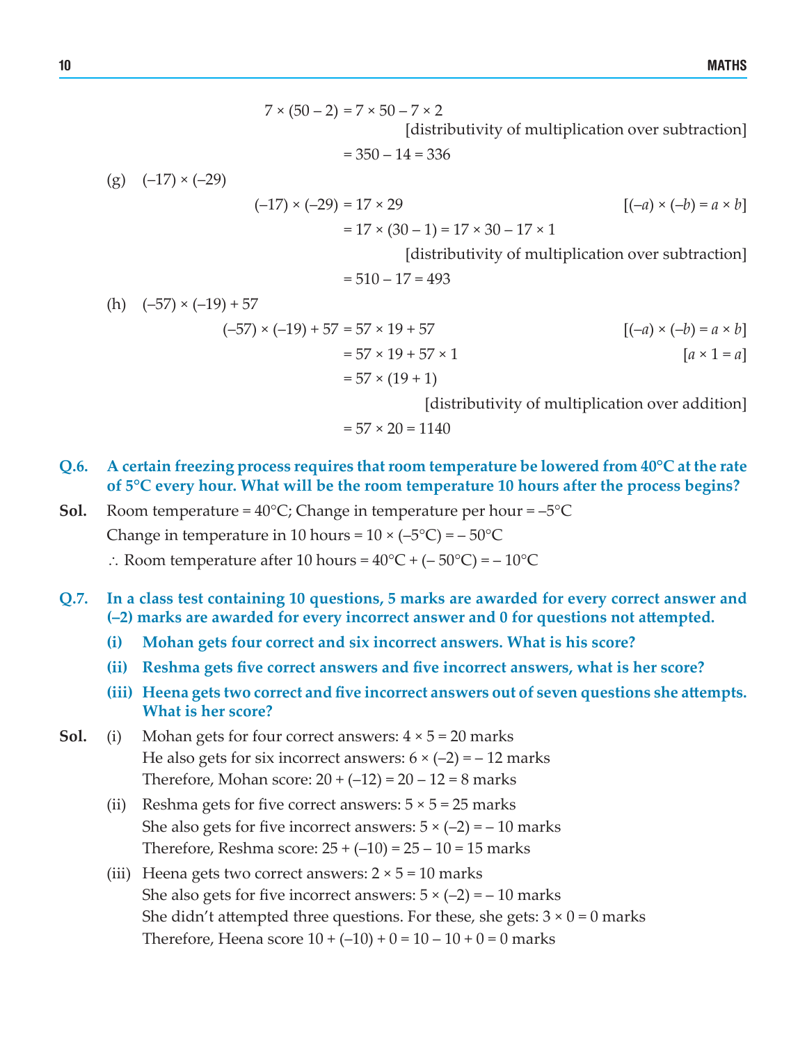$$7 \times (50 - 2) = 7 \times 50 - 7 \times 2$$

[distributivity of multiplication over subtraction]

$$= 350 - 14 = 336$$

(g) $(-17) \times (-29)$

$$(-17) \times (-29) = 17 \times 29 \quad [(-a) \times (-b) = a \times b]$$

$$= 17 \times (30 - 1) = 17 \times 30 - 17 \times 1$$

[distributivity of multiplication over subtraction]

$$= 510 - 17 = 493$$

(h) $(-57) \times (-19) + 57$

$$(-57) \times (-19) + 57 = 57 \times 19 + 57 \quad [(-a) \times (-b) = a \times b]$$

$$= 57 \times 19 + 57 \times 1 \quad [a \times 1 = a]$$

$$= 57 \times (19 + 1)$$

[distributivity of multiplication over addition]

$$= 57 \times 20 = 1140$$

**Q.6. A certain freezing process requires that room temperature be lowered from 40°C at the rate of 5°C every hour. What will be the room temperature 10 hours after the process begins?**

**Sol.** Room temperature = 40°C; Change in temperature per hour = –5°C

Change in temperature in 10 hours = 10 × (–5°C) = – 50°C

∴ Room temperature after 10 hours = 40°C + (– 50°C) = – 10°C

**Q.7. In a class test containing 10 questions, 5 marks are awarded for every correct answer and (–2) marks are awarded for every incorrect answer and 0 for questions not attempted.**

**(i) Mohan gets four correct and six incorrect answers. What is his score?**

**(ii) Reshma gets five correct answers and five incorrect answers, what is her score?**

**(iii) Heena gets two correct and five incorrect answers out of seven questions she attempts. What is her score?**

**Sol.** (i) Mohan gets for four correct answers: 4 × 5 = 20 marks
He also gets for six incorrect answers: 6 × (–2) = – 12 marks
Therefore, Mohan score: 20 + (–12) = 20 – 12 = 8 marks

(ii) Reshma gets for five correct answers: 5 × 5 = 25 marks
She also gets for five incorrect answers: 5 × (–2) = – 10 marks
Therefore, Reshma score: 25 + (–10) = 25 – 10 = 15 marks

(iii) Heena gets two correct answers: 2 × 5 = 10 marks
She also gets for five incorrect answers: 5 × (–2) = – 10 marks
She didn't attempted three questions. For these, she gets: 3 × 0 = 0 marks
Therefore, Heena score 10 + (–10) + 0 = 10 – 10 + 0 = 0 marks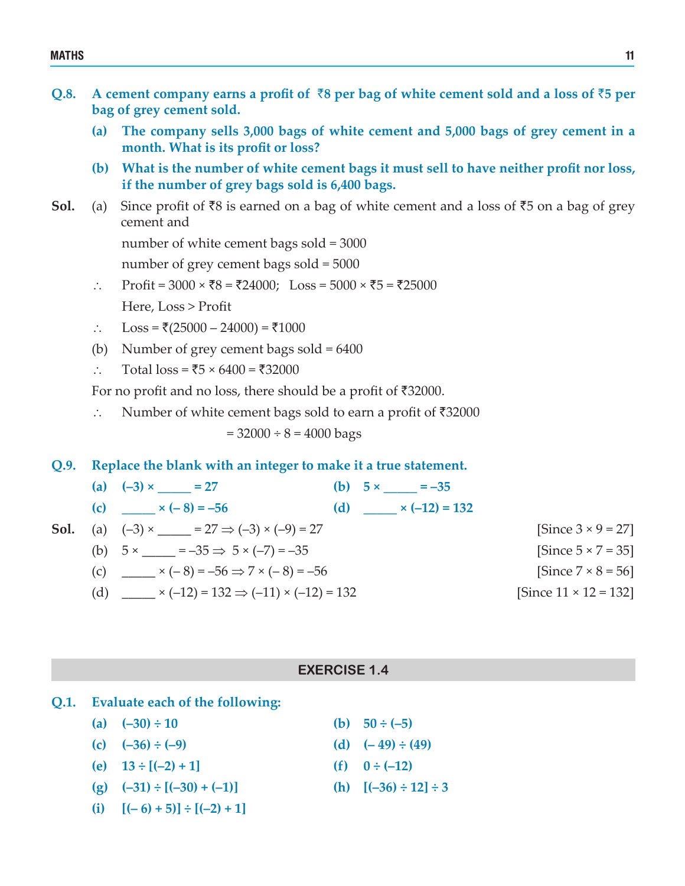**Q.8.** **A cement company earns a profit of ₹8 per bag of white cement sold and a loss of ₹5 per bag of grey cement sold.**

**(a)** **The company sells 3,000 bags of white cement and 5,000 bags of grey cement in a month. What is its profit or loss?**

**(b)** **What is the number of white cement bags it must sell to have neither profit nor loss, if the number of grey bags sold is 6,400 bags.**

**Sol.** (a) Since profit of ₹8 is earned on a bag of white cement and a loss of ₹5 on a bag of grey cement and

number of white cement bags sold = 3000

number of grey cement bags sold = 5000

∴ Profit = 3000 × ₹8 = ₹24000; Loss = 5000 × ₹5 = ₹25000

Here, Loss > Profit

∴ Loss = ₹(25000 – 24000) = ₹1000

(b) Number of grey cement bags sold = 6400

∴ Total loss = ₹5 × 6400 = ₹32000

For no profit and no loss, there should be a profit of ₹32000.

∴ Number of white cement bags sold to earn a profit of ₹32000

= 32000 ÷ 8 = 4000 bags

**Q.9.** **Replace the blank with an integer to make it a true statement.**

**(a)** **(–3) × _____ = 27**

**(b)** **5 × _____ = –35**

**(c)** **_____ × (– 8) = –56**

**(d)** **_____ × (–12) = 132**

**Sol.** (a) (–3) × _____ = 27 ⇒ (–3) × (–9) = 27 [Since 3 × 9 = 27]

(b) 5 × _____ = –35 ⇒ 5 × (–7) = –35 [Since 5 × 7 = 35]

(c) _____ × (– 8) = –56 ⇒ 7 × (– 8) = –56 [Since 7 × 8 = 56]

(d) _____ × (–12) = 132 ⇒ (–11) × (–12) = 132 [Since 11 × 12 = 132]

## EXERCISE 1.4

**Q.1.** **Evaluate each of the following:**

**(a)** **(–30) ÷ 10**

**(b)** **50 ÷ (–5)**

**(c)** **(–36) ÷ (–9)**

**(d)** **(– 49) ÷ (49)**

**(e)** **13 ÷ [(–2) + 1]**

**(f)** **0 ÷ (–12)**

**(g)** **(–31) ÷ [(–30) + (–1)]**

**(h)** **[(–36) ÷ 12] ÷ 3**

**(i)** **[(– 6) + 5)] ÷ [(–2) + 1]**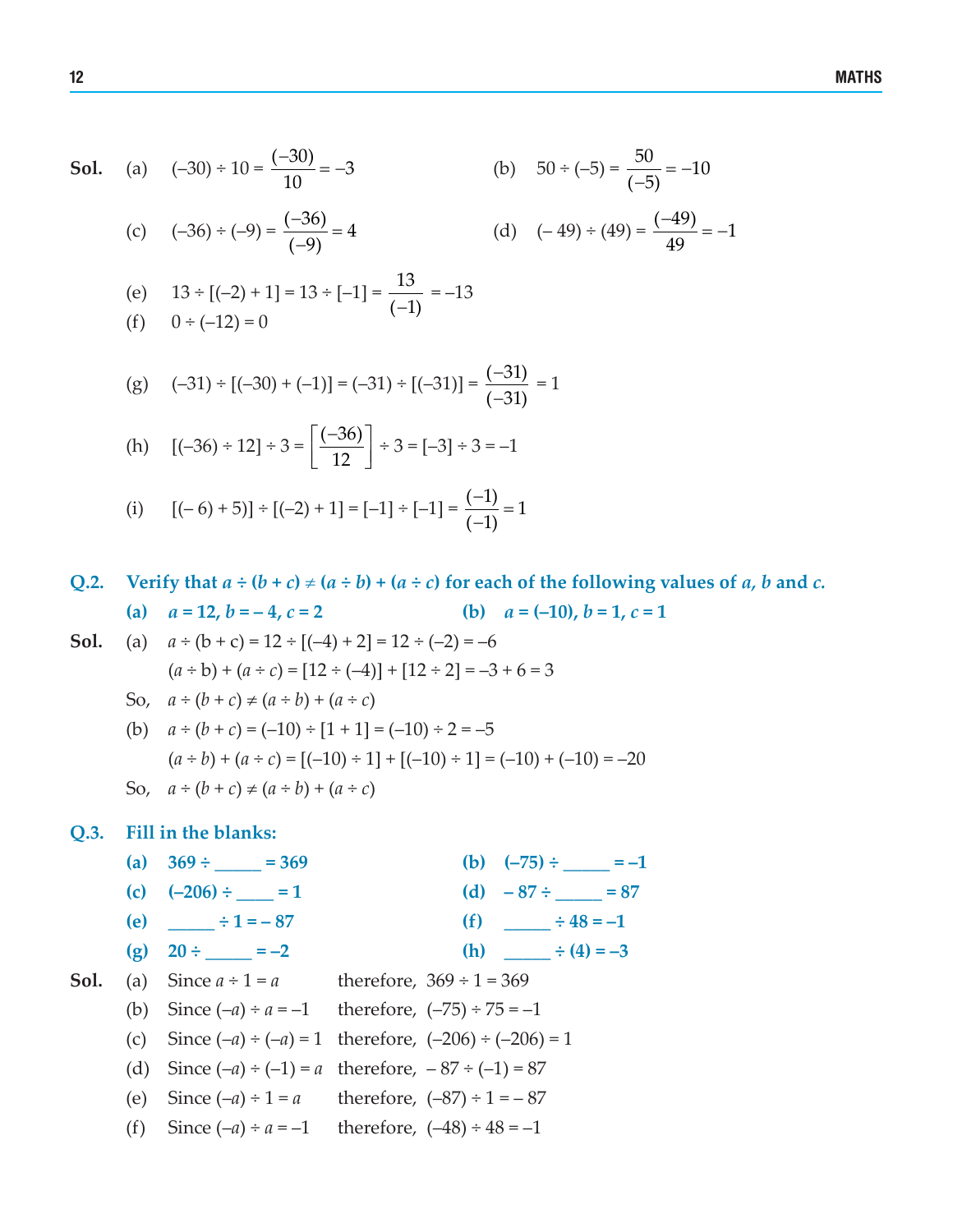**Sol.** (a) $(-30) \div 10 = \frac{(-30)}{10} = -3$

(b) $50 \div (-5) = \frac{50}{(-5)} = -10$

(c) $(-36) \div (-9) = \frac{(-36)}{(-9)} = 4$

(d) $(-49) \div (49) = \frac{(-49)}{49} = -1$

(e) $13 \div [(-2) + 1] = 13 \div [-1] = \frac{13}{(-1)} = -13$

(f) $0 \div (-12) = 0$

(g) $(-31) \div [(-30) + (-1)] = (-31) \div [(-31)] = \frac{(-31)}{(-31)} = 1$

(h) $[(-36) \div 12] \div 3 = \left[\frac{(-36)}{12}\right] \div 3 = [-3] \div 3 = -1$

(i) $[(-6) + 5)] \div [(-2) + 1] = [-1] \div [-1] = \frac{(-1)}{(-1)} = 1$

**Q.2. Verify that $a \div (b + c) \neq (a \div b) + (a \div c)$ for each of the following values of $a$, $b$ and $c$.**

**(a) $a = 12, b = -4, c = 2$** **(b) $a = (-10), b = 1, c = 1$**

**Sol.** (a) $a \div (b + c) = 12 \div [(-4) + 2] = 12 \div (-2) = -6$

$(a \div b) + (a \div c) = [12 \div (-4)] + [12 \div 2] = -3 + 6 = 3$

So, $a \div (b + c) \neq (a \div b) + (a \div c)$

(b) $a \div (b + c) = (-10) \div [1 + 1] = (-10) \div 2 = -5$

$(a \div b) + (a \div c) = [(-10) \div 1] + [(-10) \div 1] = (-10) + (-10) = -20$

So, $a \div (b + c) \neq (a \div b) + (a \div c)$

**Q.3. Fill in the blanks:**

**(a) $369 \div$ _____ $= 369$** **(b) $(-75) \div$ _____ $= -1$**

**(c) $(-206) \div$ ____ $= 1$** **(d) $-87 \div$ _____ $= 87$**

**(e) _____ $\div 1 = -87$** **(f) _____ $\div 48 = -1$**

**(g) $20 \div$ _____ $= -2$** **(h) _____ $\div (4) = -3$**

**Sol.** (a) Since $a \div 1 = a$ therefore, $369 \div 1 = 369$

(b) Since $(-a) \div a = -1$ therefore, $(-75) \div 75 = -1$

(c) Since $(-a) \div (-a) = 1$ therefore, $(-206) \div (-206) = 1$

(d) Since $(-a) \div (-1) = a$ therefore, $-87 \div (-1) = 87$

(e) Since $(-a) \div 1 = a$ therefore, $(-87) \div 1 = -87$

(f) Since $(-a) \div a = -1$ therefore, $(-48) \div 48 = -1$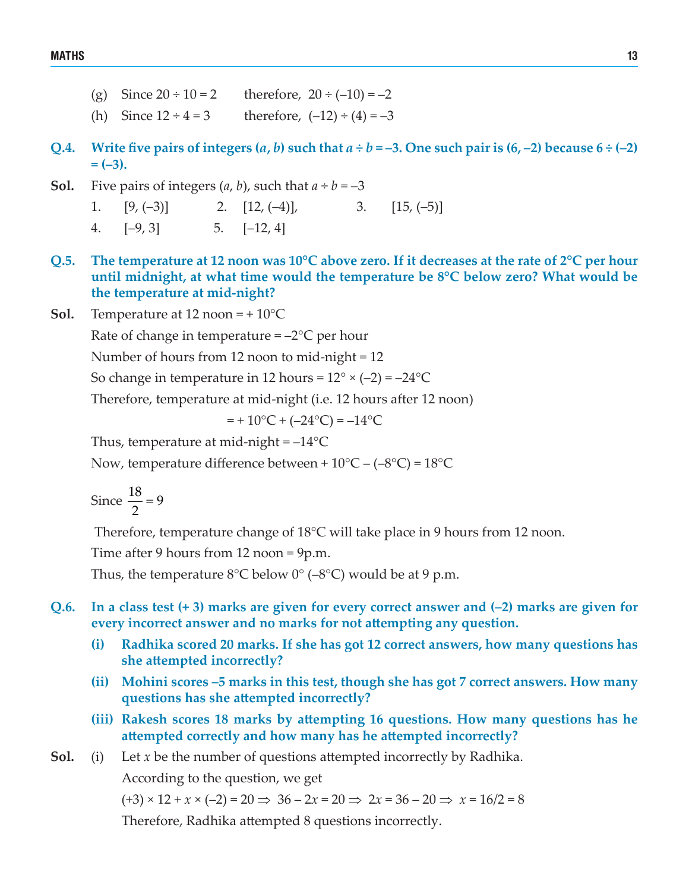(g) Since $20 \div 10 = 2$ therefore, $20 \div (-10) = -2$

(h) Since $12 \div 4 = 3$ therefore, $(-12) \div (4) = -3$

**Q.4. Write five pairs of integers ($a$, $b$) such that $a \div b = -3$. One such pair is (6, –2) because $6 \div (-2) = (-3)$.**

**Sol.** Five pairs of integers ($a$, $b$), such that $a \div b = -3$

1. [9, (–3)]
2. [12, (–4)],
3. [15, (–5)]
4. [–9, 3]
5. [–12, 4]

**Q.5. The temperature at 12 noon was 10°C above zero. If it decreases at the rate of 2°C per hour until midnight, at what time would the temperature be 8°C below zero? What would be the temperature at mid-night?**

**Sol.** Temperature at 12 noon = + 10°C

Rate of change in temperature = –2°C per hour

Number of hours from 12 noon to mid-night = 12

So change in temperature in 12 hours = $12° \times (-2) = -24°C$

Therefore, temperature at mid-night (i.e. 12 hours after 12 noon)

$$= +10°C + (-24°C) = -14°C$$

Thus, temperature at mid-night = –14°C

Now, temperature difference between $+10°C - (-8°C) = 18°C$

Since $\frac{18}{2} = 9$

Therefore, temperature change of 18°C will take place in 9 hours from 12 noon.

Time after 9 hours from 12 noon = 9p.m.

Thus, the temperature 8°C below 0° (–8°C) would be at 9 p.m.

**Q.6. In a class test (+ 3) marks are given for every correct answer and (–2) marks are given for every incorrect answer and no marks for not attempting any question.**

**(i) Radhika scored 20 marks. If she has got 12 correct answers, how many questions has she attempted incorrectly?**

**(ii) Mohini scores –5 marks in this test, though she has got 7 correct answers. How many questions has she attempted incorrectly?**

**(iii) Rakesh scores 18 marks by attempting 16 questions. How many questions has he attempted correctly and how many has he attempted incorrectly?**

**Sol.** (i) Let $x$ be the number of questions attempted incorrectly by Radhika.

According to the question, we get

$(+3) \times 12 + x \times (-2) = 20 \Rightarrow 36 - 2x = 20 \Rightarrow 2x = 36 - 20 \Rightarrow x = 16/2 = 8$

Therefore, Radhika attempted 8 questions incorrectly.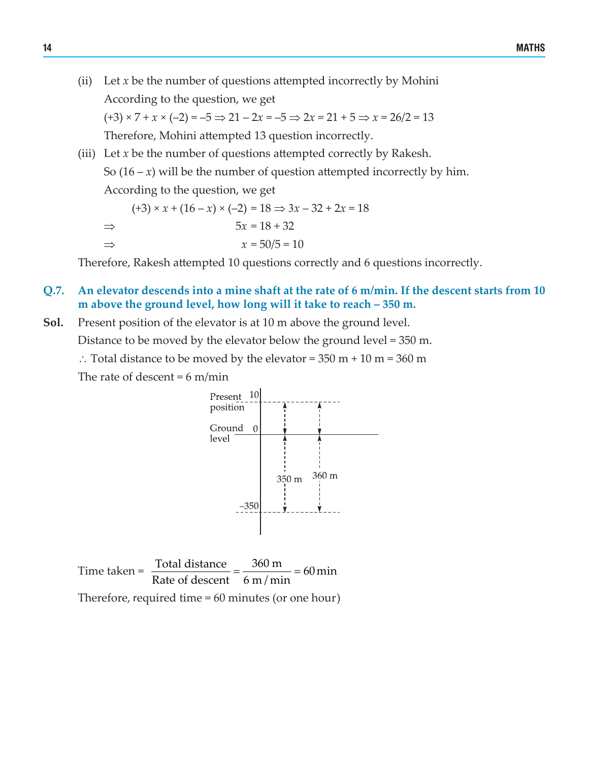(ii) Let $x$ be the number of questions attempted incorrectly by Mohini

According to the question, we get

$(+3) \times 7 + x \times (-2) = -5 \Rightarrow 21 - 2x = -5 \Rightarrow 2x = 21 + 5 \Rightarrow x = 26/2 = 13$

Therefore, Mohini attempted 13 question incorrectly.

(iii) Let $x$ be the number of questions attempted correctly by Rakesh.

So $(16 - x)$ will be the number of question attempted incorrectly by him.

According to the question, we get

$$(+3) \times x + (16 - x) \times (-2) = 18 \Rightarrow 3x - 32 + 2x = 18$$

$$\Rightarrow \quad 5x = 18 + 32$$

$$\Rightarrow \quad x = 50/5 = 10$$

Therefore, Rakesh attempted 10 questions correctly and 6 questions incorrectly.

**Q.7. An elevator descends into a mine shaft at the rate of 6 m/min. If the descent starts from 10 m above the ground level, how long will it take to reach – 350 m.**

**Sol.** Present position of the elevator is at 10 m above the ground level.

Distance to be moved by the elevator below the ground level = 350 m.

$\therefore$ Total distance to be moved by the elevator = 350 m + 10 m = 360 m

The rate of descent = 6 m/min

Present position 10

Ground level 0

350 m

360 m

–350

$$\text{Time taken} = \frac{\text{Total distance}}{\text{Rate of descent}} = \frac{360 \text{ m}}{6 \text{ m/min}} = 60 \text{ min}$$

Therefore, required time = 60 minutes (or one hour)